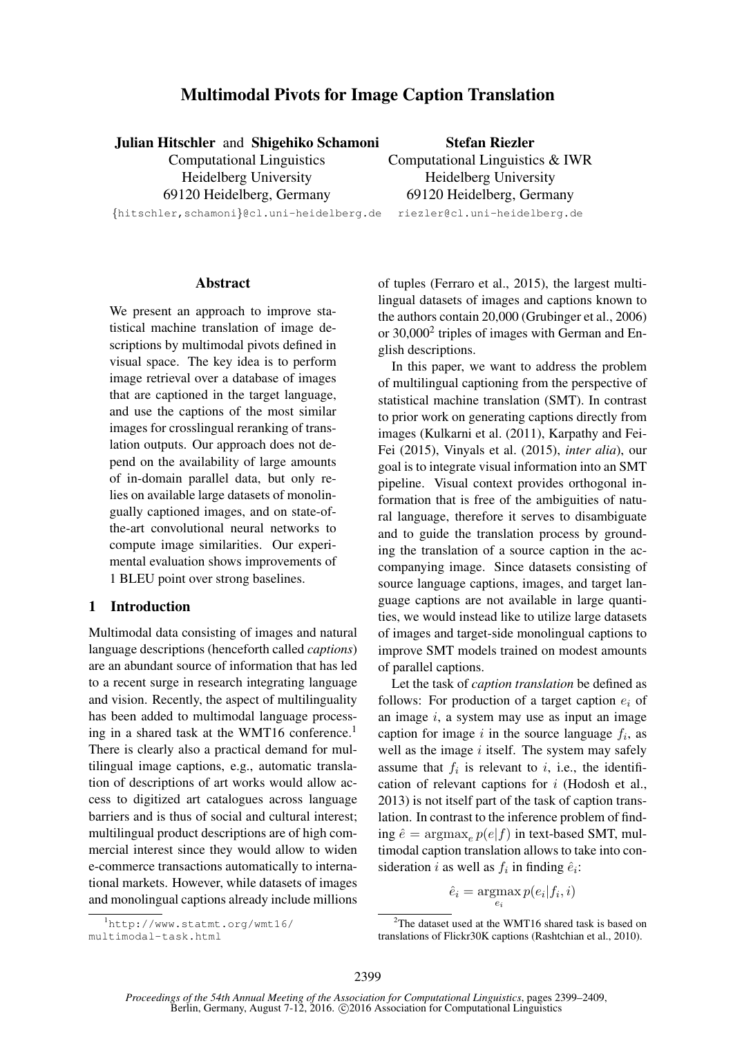# Multimodal Pivots for Image Caption Translation

**Julian Hitschler** and **Shigehiko Schamoni**
Computational Linguistics
Heidelberg University
69120 Heidelberg, Germany
{hitschler,schamoni}@cl.uni-heidelberg.de

**Stefan Riezler**
Computational Linguistics & IWR
Heidelberg University
69120 Heidelberg, Germany
riezler@cl.uni-heidelberg.de

## Abstract

We present an approach to improve statistical machine translation of image descriptions by multimodal pivots defined in visual space. The key idea is to perform image retrieval over a database of images that are captioned in the target language, and use the captions of the most similar images for crosslingual reranking of translation outputs. Our approach does not depend on the availability of large amounts of in-domain parallel data, but only relies on available large datasets of monolingually captioned images, and on state-of-the-art convolutional neural networks to compute image similarities. Our experimental evaluation shows improvements of 1 BLEU point over strong baselines.

## 1 Introduction

Multimodal data consisting of images and natural language descriptions (henceforth called *captions*) are an abundant source of information that has led to a recent surge in research integrating language and vision. Recently, the aspect of multilinguality has been added to multimodal language processing in a shared task at the WMT16 conference.[1] There is clearly also a practical demand for multilingual image captions, e.g., automatic translation of descriptions of art works would allow access to digitized art catalogues across language barriers and is thus of social and cultural interest; multilingual product descriptions are of high commercial interest since they would allow to widen e-commerce transactions automatically to international markets. However, while datasets of images and monolingual captions already include millions of tuples (Ferraro et al., 2015), the largest multilingual datasets of images and captions known to the authors contain 20,000 (Grubinger et al., 2006) or 30,000[2] triples of images with German and English descriptions.

In this paper, we want to address the problem of multilingual captioning from the perspective of statistical machine translation (SMT). In contrast to prior work on generating captions directly from images (Kulkarni et al. (2011), Karpathy and Fei-Fei (2015), Vinyals et al. (2015), *inter alia*), our goal is to integrate visual information into an SMT pipeline. Visual context provides orthogonal information that is free of the ambiguities of natural language, therefore it serves to disambiguate and to guide the translation process by grounding the translation of a source caption in the accompanying image. Since datasets consisting of source language captions, images, and target language captions are not available in large quantities, we would instead like to utilize large datasets of images and target-side monolingual captions to improve SMT models trained on modest amounts of parallel captions.

Let the task of *caption translation* be defined as follows: For production of a target caption $e_i$ of an image $i$, a system may use as input an image caption for image $i$ in the source language $f_i$, as well as the image $i$ itself. The system may safely assume that $f_i$ is relevant to $i$, i.e., the identification of relevant captions for $i$ (Hodosh et al., 2013) is not itself part of the task of caption translation. In contrast to the inference problem of finding $\hat{e} = \operatorname{argmax}_e p(e|f)$ in text-based SMT, multimodal caption translation allows to take into consideration $i$ as well as $f_i$ in finding $\hat{e}_i$:

$$\hat{e}_i = \operatorname*{argmax}_{e_i} p(e_i|f_i, i)$$

[1] http://www.statmt.org/wmt16/multimodal-task.html

[2] The dataset used at the WMT16 shared task is based on translations of Flickr30K captions (Rashtchian et al., 2010).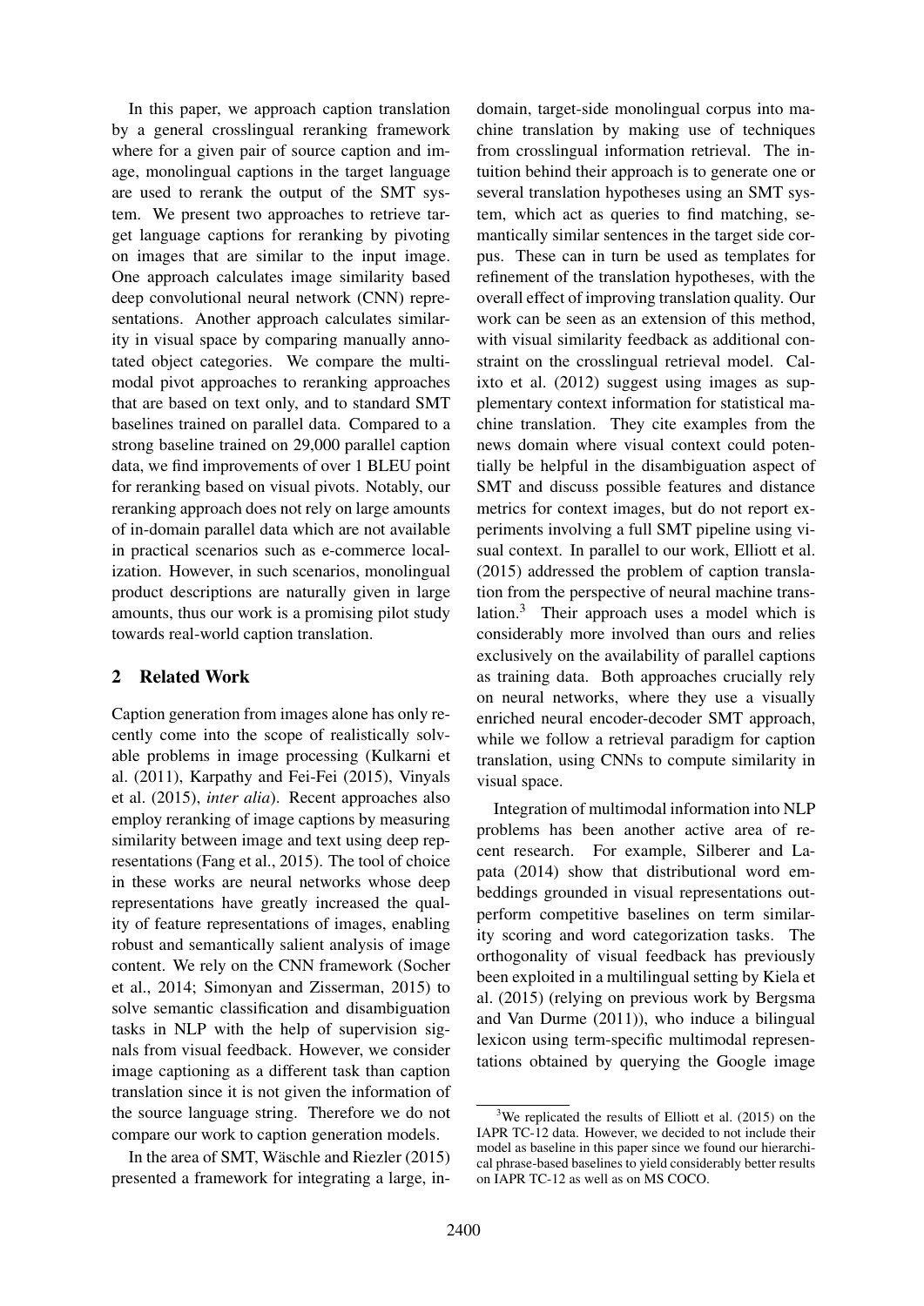In this paper, we approach caption translation by a general crosslingual reranking framework where for a given pair of source caption and image, monolingual captions in the target language are used to rerank the output of the SMT system. We present two approaches to retrieve target language captions for reranking by pivoting on images that are similar to the input image. One approach calculates image similarity based deep convolutional neural network (CNN) representations. Another approach calculates similarity in visual space by comparing manually annotated object categories. We compare the multimodal pivot approaches to reranking approaches that are based on text only, and to standard SMT baselines trained on parallel data. Compared to a strong baseline trained on 29,000 parallel caption data, we find improvements of over 1 BLEU point for reranking based on visual pivots. Notably, our reranking approach does not rely on large amounts of in-domain parallel data which are not available in practical scenarios such as e-commerce localization. However, in such scenarios, monolingual product descriptions are naturally given in large amounts, thus our work is a promising pilot study towards real-world caption translation.

## 2 Related Work

Caption generation from images alone has only recently come into the scope of realistically solvable problems in image processing (Kulkarni et al. (2011), Karpathy and Fei-Fei (2015), Vinyals et al. (2015), *inter alia*). Recent approaches also employ reranking of image captions by measuring similarity between image and text using deep representations (Fang et al., 2015). The tool of choice in these works are neural networks whose deep representations have greatly increased the quality of feature representations of images, enabling robust and semantically salient analysis of image content. We rely on the CNN framework (Socher et al., 2014; Simonyan and Zisserman, 2015) to solve semantic classification and disambiguation tasks in NLP with the help of supervision signals from visual feedback. However, we consider image captioning as a different task than caption translation since it is not given the information of the source language string. Therefore we do not compare our work to caption generation models.

In the area of SMT, Wäschle and Riezler (2015) presented a framework for integrating a large, in-domain, target-side monolingual corpus into machine translation by making use of techniques from crosslingual information retrieval. The intuition behind their approach is to generate one or several translation hypotheses using an SMT system, which act as queries to find matching, semantically similar sentences in the target side corpus. These can in turn be used as templates for refinement of the translation hypotheses, with the overall effect of improving translation quality. Our work can be seen as an extension of this method, with visual similarity feedback as additional constraint on the crosslingual retrieval model. Calixto et al. (2012) suggest using images as supplementary context information for statistical machine translation. They cite examples from the news domain where visual context could potentially be helpful in the disambiguation aspect of SMT and discuss possible features and distance metrics for context images, but do not report experiments involving a full SMT pipeline using visual context. In parallel to our work, Elliott et al. (2015) addressed the problem of caption translation from the perspective of neural machine translation.[3] Their approach uses a model which is considerably more involved than ours and relies exclusively on the availability of parallel captions as training data. Both approaches crucially rely on neural networks, where they use a visually enriched neural encoder-decoder SMT approach, while we follow a retrieval paradigm for caption translation, using CNNs to compute similarity in visual space.

Integration of multimodal information into NLP problems has been another active area of recent research. For example, Silberer and Lapata (2014) show that distributional word embeddings grounded in visual representations outperform competitive baselines on term similarity scoring and word categorization tasks. The orthogonality of visual feedback has previously been exploited in a multilingual setting by Kiela et al. (2015) (relying on previous work by Bergsma and Van Durme (2011)), who induce a bilingual lexicon using term-specific multimodal representations obtained by querying the Google image

[3] We replicated the results of Elliott et al. (2015) on the IAPR TC-12 data. However, we decided to not include their model as baseline in this paper since we found our hierarchical phrase-based baselines to yield considerably better results on IAPR TC-12 as well as on MS COCO.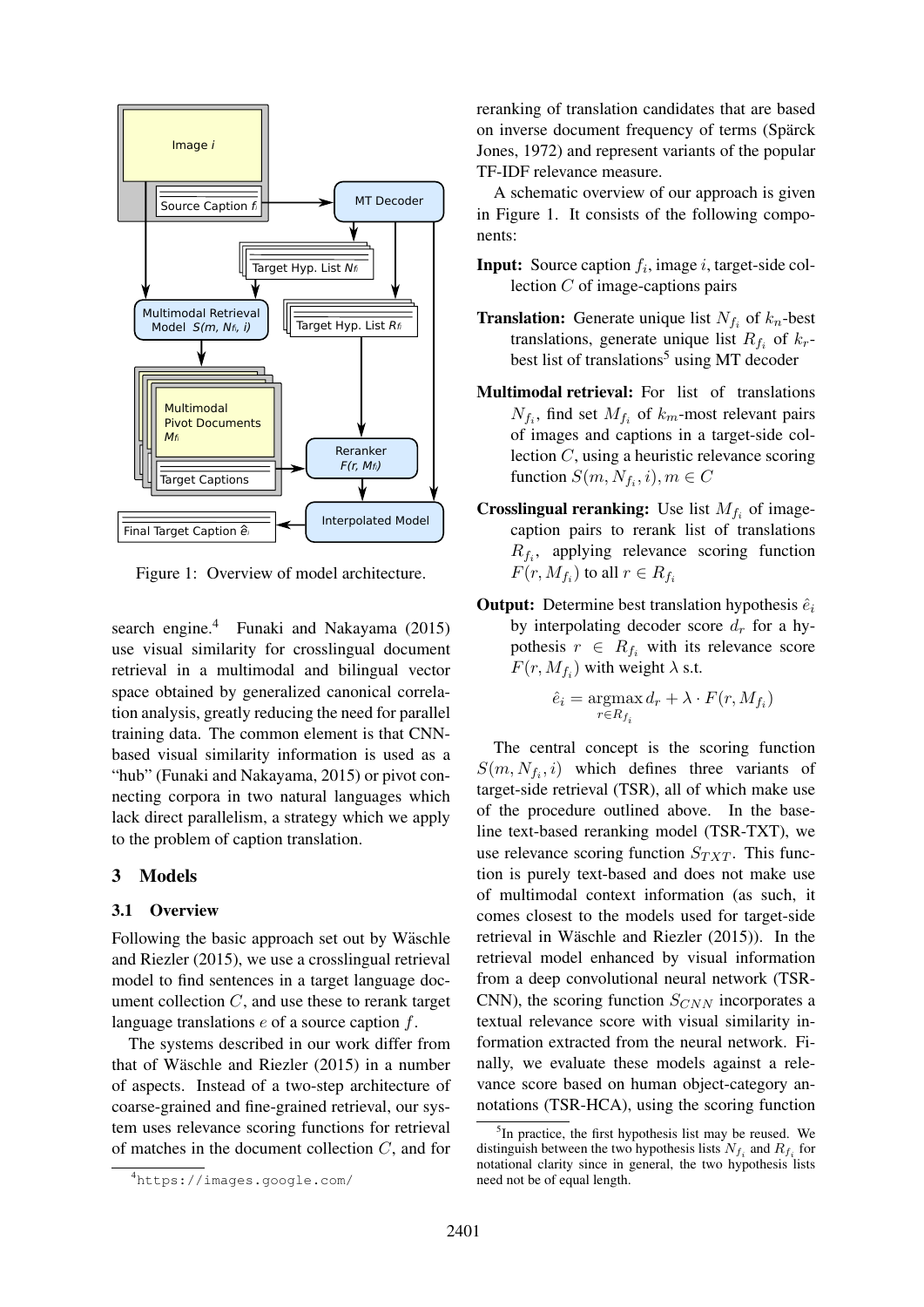Figure 1: Overview of model architecture.

search engine.[4] Funaki and Nakayama (2015) use visual similarity for crosslingual document retrieval in a multimodal and bilingual vector space obtained by generalized canonical correlation analysis, greatly reducing the need for parallel training data. The common element is that CNN-based visual similarity information is used as a "hub" (Funaki and Nakayama, 2015) or pivot connecting corpora in two natural languages which lack direct parallelism, a strategy which we apply to the problem of caption translation.

## 3 Models

### 3.1 Overview

Following the basic approach set out by Wäschle and Riezler (2015), we use a crosslingual retrieval model to find sentences in a target language document collection $C$, and use these to rerank target language translations $e$ of a source caption $f$.

The systems described in our work differ from that of Wäschle and Riezler (2015) in a number of aspects. Instead of a two-step architecture of coarse-grained and fine-grained retrieval, our system uses relevance scoring functions for retrieval of matches in the document collection $C$, and for reranking of translation candidates that are based on inverse document frequency of terms (Spärck Jones, 1972) and represent variants of the popular TF-IDF relevance measure.

A schematic overview of our approach is given in Figure 1. It consists of the following components:

**Input:** Source caption $f_i$, image $i$, target-side collection $C$ of image-captions pairs

**Translation:** Generate unique list $N_{f_i}$ of $k_n$-best translations, generate unique list $R_{f_i}$ of $k_r$-best list of translations[5] using MT decoder

**Multimodal retrieval:** For list of translations $N_{f_i}$, find set $M_{f_i}$ of $k_m$-most relevant pairs of images and captions in a target-side collection $C$, using a heuristic relevance scoring function $S(m, N_{f_i}, i), m \in C$

**Crosslingual reranking:** Use list $M_{f_i}$ of image-caption pairs to rerank list of translations $R_{f_i}$, applying relevance scoring function $F(r, M_{f_i})$ to all $r \in R_{f_i}$

**Output:** Determine best translation hypothesis $\hat{e}_i$ by interpolating decoder score $d_r$ for a hypothesis $r \in R_{f_i}$ with its relevance score $F(r, M_{f_i})$ with weight $\lambda$ s.t.

$$\hat{e}_i = \operatorname*{argmax}_{r \in R_{f_i}} d_r + \lambda \cdot F(r, M_{f_i})$$

The central concept is the scoring function $S(m, N_{f_i}, i)$ which defines three variants of target-side retrieval (TSR), all of which make use of the procedure outlined above. In the baseline text-based reranking model (TSR-TXT), we use relevance scoring function $S_{TXT}$. This function is purely text-based and does not make use of multimodal context information (as such, it comes closest to the models used for target-side retrieval in Wäschle and Riezler (2015)). In the retrieval model enhanced by visual information from a deep convolutional neural network (TSR-CNN), the scoring function $S_{CNN}$ incorporates a textual relevance score with visual similarity information extracted from the neural network. Finally, we evaluate these models against a relevance score based on human object-category annotations (TSR-HCA), using the scoring function

[4] https://images.google.com/

[5] In practice, the first hypothesis list may be reused. We distinguish between the two hypothesis lists $N_{f_i}$ and $R_{f_i}$ for notational clarity since in general, the two hypothesis lists need not be of equal length.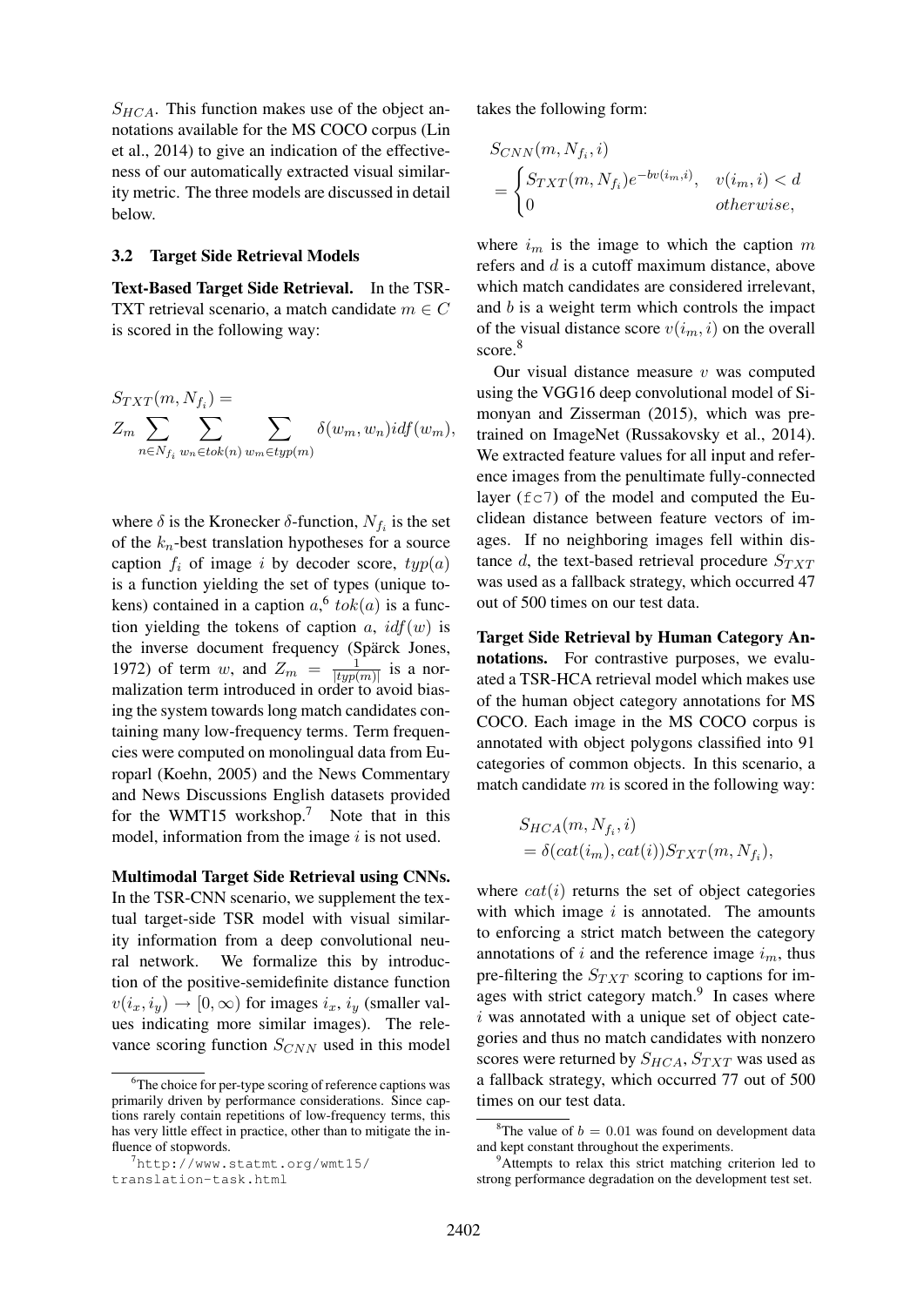$S_{HCA}$. This function makes use of the object annotations available for the MS COCO corpus (Lin et al., 2014) to give an indication of the effectiveness of our automatically extracted visual similarity metric. The three models are discussed in detail below.

### 3.2 Target Side Retrieval Models

**Text-Based Target Side Retrieval.** In the TSR-TXT retrieval scenario, a match candidate $m \in C$ is scored in the following way:

$$S_{TXT}(m, N_{f_i}) = Z_m \sum_{n \in N_{f_i}} \sum_{w_n \in tok(n)} \sum_{w_m \in typ(m)} \delta(w_m, w_n) idf(w_m),$$

where $\delta$ is the Kronecker $\delta$-function, $N_{f_i}$ is the set of the $k_n$-best translation hypotheses for a source caption $f_i$ of image $i$ by decoder score, $typ(a)$ is a function yielding the set of types (unique tokens) contained in a caption $a$,[6] $tok(a)$ is a function yielding the tokens of caption $a$, $idf(w)$ is the inverse document frequency (Spärck Jones, 1972) of term $w$, and $Z_m = \frac{1}{|typ(m)|}$ is a normalization term introduced in order to avoid biasing the system towards long match candidates containing many low-frequency terms. Term frequencies were computed on monolingual data from Europarl (Koehn, 2005) and the News Commentary and News Discussions English datasets provided for the WMT15 workshop.[7] Note that in this model, information from the image $i$ is not used.

**Multimodal Target Side Retrieval using CNNs.** In the TSR-CNN scenario, we supplement the textual target-side TSR model with visual similarity information from a deep convolutional neural network. We formalize this by introduction of the positive-semidefinite distance function $v(i_x, i_y) \rightarrow [0, \infty)$ for images $i_x$, $i_y$ (smaller values indicating more similar images). The relevance scoring function $S_{CNN}$ used in this model takes the following form:

$$S_{CNN}(m, N_{f_i}, i) = \begin{cases} S_{TXT}(m, N_{f_i}) e^{-bv(i_m, i)}, & v(i_m, i) < d \\ 0 & otherwise, \end{cases}$$

where $i_m$ is the image to which the caption $m$ refers and $d$ is a cutoff maximum distance, above which match candidates are considered irrelevant, and $b$ is a weight term which controls the impact of the visual distance score $v(i_m, i)$ on the overall score.[8]

Our visual distance measure $v$ was computed using the VGG16 deep convolutional model of Simonyan and Zisserman (2015), which was pre-trained on ImageNet (Russakovsky et al., 2014). We extracted feature values for all input and reference images from the penultimate fully-connected layer (`fc7`) of the model and computed the Euclidean distance between feature vectors of images. If no neighboring images fell within distance $d$, the text-based retrieval procedure $S_{TXT}$ was used as a fallback strategy, which occurred 47 out of 500 times on our test data.

**Target Side Retrieval by Human Category Annotations.** For contrastive purposes, we evaluated a TSR-HCA retrieval model which makes use of the human object category annotations for MS COCO. Each image in the MS COCO corpus is annotated with object polygons classified into 91 categories of common objects. In this scenario, a match candidate $m$ is scored in the following way:

$$S_{HCA}(m, N_{f_i}, i) = \delta(cat(i_m), cat(i)) S_{TXT}(m, N_{f_i}),$$

where $cat(i)$ returns the set of object categories with which image $i$ is annotated. The amounts to enforcing a strict match between the category annotations of $i$ and the reference image $i_m$, thus pre-filtering the $S_{TXT}$ scoring to captions for images with strict category match.[9] In cases where $i$ was annotated with a unique set of object categories and thus no match candidates with nonzero scores were returned by $S_{HCA}$, $S_{TXT}$ was used as a fallback strategy, which occurred 77 out of 500 times on our test data.

---

[6] The choice for per-type scoring of reference captions was primarily driven by performance considerations. Since captions rarely contain repetitions of low-frequency terms, this has very little effect in practice, other than to mitigate the influence of stopwords.

[7] `http://www.statmt.org/wmt15/translation-task.html`

[8] The value of $b = 0.01$ was found on development data and kept constant throughout the experiments.

[9] Attempts to relax this strict matching criterion led to strong performance degradation on the development test set.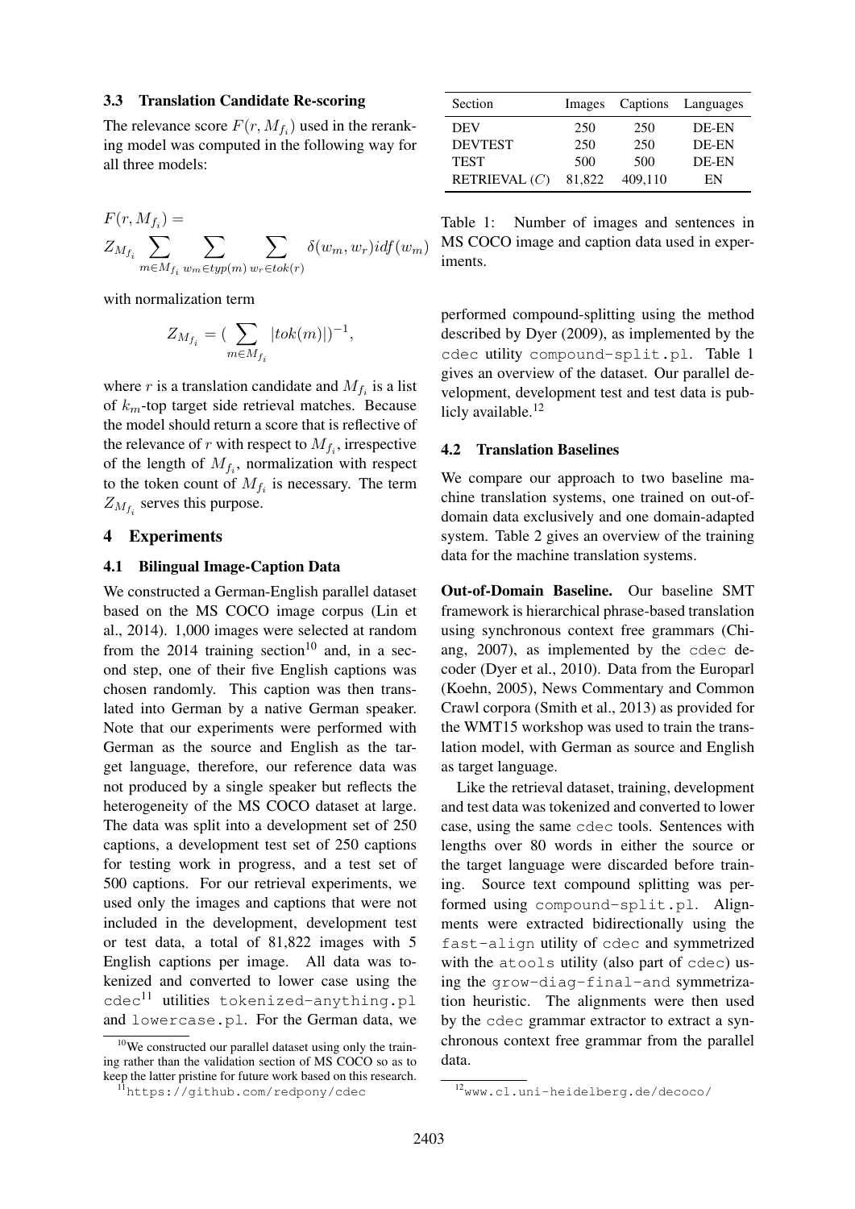### 3.3 Translation Candidate Re-scoring

The relevance score $F(r, M_{f_i})$ used in the reranking model was computed in the following way for all three models:

$$F(r, M_{f_i}) = Z_{M_{f_i}} \sum_{m \in M_{f_i}} \sum_{w_m \in typ(m)} \sum_{w_r \in tok(r)} \delta(w_m, w_r) idf(w_m)$$

with normalization term

$$Z_{M_{f_i}} = (\sum_{m \in M_{f_i}} |tok(m)|)^{-1},$$

where $r$ is a translation candidate and $M_{f_i}$ is a list of $k_m$-top target side retrieval matches. Because the model should return a score that is reflective of the relevance of $r$ with respect to $M_{f_i}$, irrespective of the length of $M_{f_i}$, normalization with respect to the token count of $M_{f_i}$ is necessary. The term $Z_{M_{f_i}}$ serves this purpose.

## 4 Experiments

### 4.1 Bilingual Image-Caption Data

We constructed a German-English parallel dataset based on the MS COCO image corpus (Lin et al., 2014). 1,000 images were selected at random from the 2014 training section[10] and, in a second step, one of their five English captions was chosen randomly. This caption was then translated into German by a native German speaker. Note that our experiments were performed with German as the source and English as the target language, therefore, our reference data was not produced by a single speaker but reflects the heterogeneity of the MS COCO dataset at large. The data was split into a development set of 250 captions, a development test set of 250 captions for testing work in progress, and a test set of 500 captions. For our retrieval experiments, we used only the images and captions that were not included in the development, development test or test data, a total of 81,822 images with 5 English captions per image. All data was tokenized and converted to lower case using the cdec[11] utilities tokenized-anything.pl and lowercase.pl. For the German data, we performed compound-splitting using the method described by Dyer (2009), as implemented by the cdec utility compound-split.pl. Table 1 gives an overview of the dataset. Our parallel development, development test and test data is publicly available.[12]

| Section | Images | Captions | Languages |
|---|---|---|---|
| DEV | 250 | 250 | DE-EN |
| DEVTEST | 250 | 250 | DE-EN |
| TEST | 500 | 500 | DE-EN |
| RETRIEVAL ($C$) | 81,822 | 409,110 | EN |

Table 1: Number of images and sentences in MS COCO image and caption data used in experiments.

### 4.2 Translation Baselines

We compare our approach to two baseline machine translation systems, one trained on out-of-domain data exclusively and one domain-adapted system. Table 2 gives an overview of the training data for the machine translation systems.

**Out-of-Domain Baseline.** Our baseline SMT framework is hierarchical phrase-based translation using synchronous context free grammars (Chiang, 2007), as implemented by the cdec decoder (Dyer et al., 2010). Data from the Europarl (Koehn, 2005), News Commentary and Common Crawl corpora (Smith et al., 2013) as provided for the WMT15 workshop was used to train the translation model, with German as source and English as target language.

Like the retrieval dataset, training, development and test data was tokenized and converted to lower case, using the same cdec tools. Sentences with lengths over 80 words in either the source or the target language were discarded before training. Source text compound splitting was performed using compound-split.pl. Alignments were extracted bidirectionally using the fast-align utility of cdec and symmetrized with the atools utility (also part of cdec) using the grow-diag-final-and symmetrization heuristic. The alignments were then used by the cdec grammar extractor to extract a synchronous context free grammar from the parallel data.

[10] We constructed our parallel dataset using only the training rather than the validation section of MS COCO so as to keep the latter pristine for future work based on this research.

[11] https://github.com/redpony/cdec

[12] www.cl.uni-heidelberg.de/decoco/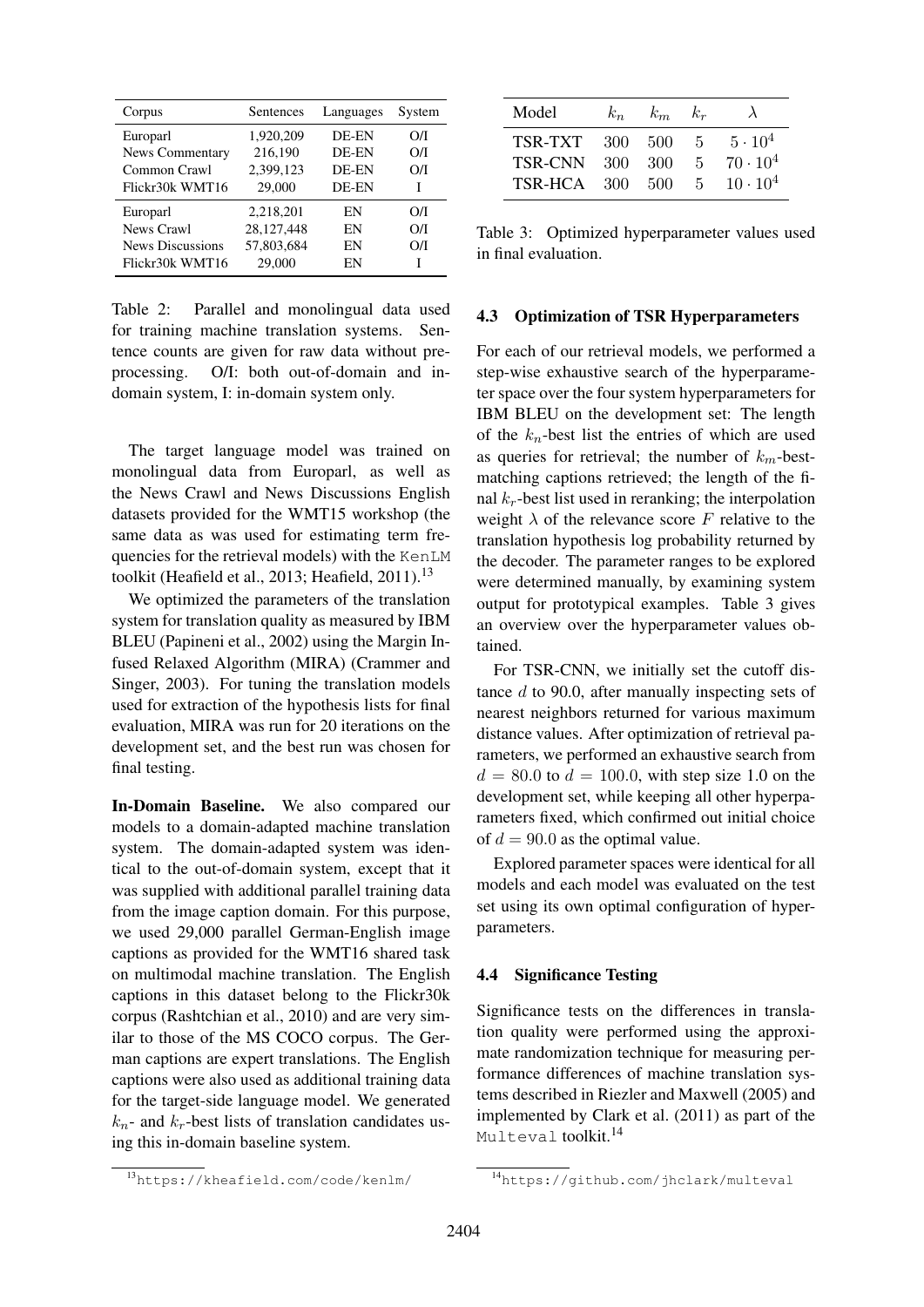| Corpus | Sentences | Languages | System |
|---|---|---|---|
| Europarl | 1,920,209 | DE-EN | O/I |
| News Commentary | 216,190 | DE-EN | O/I |
| Common Crawl | 2,399,123 | DE-EN | O/I |
| Flickr30k WMT16 | 29,000 | DE-EN | I |
| Europarl | 2,218,201 | EN | O/I |
| News Crawl | 28,127,448 | EN | O/I |
| News Discussions | 57,803,684 | EN | O/I |
| Flickr30k WMT16 | 29,000 | EN | I |

Table 2: Parallel and monolingual data used for training machine translation systems. Sentence counts are given for raw data without preprocessing. O/I: both out-of-domain and in-domain system, I: in-domain system only.

The target language model was trained on monolingual data from Europarl, as well as the News Crawl and News Discussions English datasets provided for the WMT15 workshop (the same data as was used for estimating term frequencies for the retrieval models) with the KenLM toolkit (Heafield et al., 2013; Heafield, 2011).[13]

We optimized the parameters of the translation system for translation quality as measured by IBM BLEU (Papineni et al., 2002) using the Margin Infused Relaxed Algorithm (MIRA) (Crammer and Singer, 2003). For tuning the translation models used for extraction of the hypothesis lists for final evaluation, MIRA was run for 20 iterations on the development set, and the best run was chosen for final testing.

**In-Domain Baseline.** We also compared our models to a domain-adapted machine translation system. The domain-adapted system was identical to the out-of-domain system, except that it was supplied with additional parallel training data from the image caption domain. For this purpose, we used 29,000 parallel German-English image captions as provided for the WMT16 shared task on multimodal machine translation. The English captions in this dataset belong to the Flickr30k corpus (Rashtchian et al., 2010) and are very similar to those of the MS COCO corpus. The German captions are expert translations. The English captions were also used as additional training data for the target-side language model. We generated $k_n$- and $k_r$-best lists of translation candidates using this in-domain baseline system.

[13] https://kheafield.com/code/kenlm/

| Model | $k_n$ | $k_m$ | $k_r$ | $\lambda$ |
|---|---|---|---|---|
| TSR-TXT | 300 | 500 | 5 | $5 \cdot 10^4$ |
| TSR-CNN | 300 | 300 | 5 | $70 \cdot 10^4$ |
| TSR-HCA | 300 | 500 | 5 | $10 \cdot 10^4$ |

Table 3: Optimized hyperparameter values used in final evaluation.

### 4.3 Optimization of TSR Hyperparameters

For each of our retrieval models, we performed a step-wise exhaustive search of the hyperparameter space over the four system hyperparameters for IBM BLEU on the development set: The length of the $k_n$-best list the entries of which are used as queries for retrieval; the number of $k_m$-best-matching captions retrieved; the length of the final $k_r$-best list used in reranking; the interpolation weight $\lambda$ of the relevance score $F$ relative to the translation hypothesis log probability returned by the decoder. The parameter ranges to be explored were determined manually, by examining system output for prototypical examples. Table 3 gives an overview over the hyperparameter values obtained.

For TSR-CNN, we initially set the cutoff distance $d$ to 90.0, after manually inspecting sets of nearest neighbors returned for various maximum distance values. After optimization of retrieval parameters, we performed an exhaustive search from $d = 80.0$ to $d = 100.0$, with step size 1.0 on the development set, while keeping all other hyperparameters fixed, which confirmed out initial choice of $d = 90.0$ as the optimal value.

Explored parameter spaces were identical for all models and each model was evaluated on the test set using its own optimal configuration of hyperparameters.

### 4.4 Significance Testing

Significance tests on the differences in translation quality were performed using the approximate randomization technique for measuring performance differences of machine translation systems described in Riezler and Maxwell (2005) and implemented by Clark et al. (2011) as part of the Multeval toolkit.[14]

[14] https://github.com/jhclark/multeval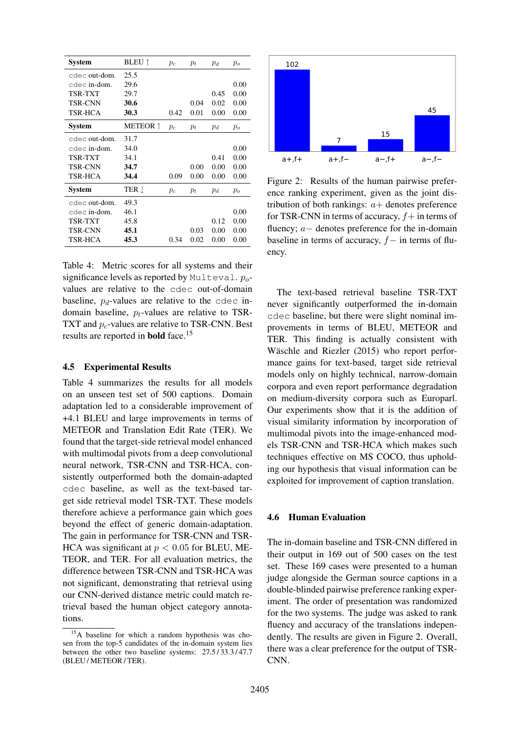| System | BLEU ↑ | $p_c$ | $p_t$ | $p_d$ | $p_o$ |
|---|---|---|---|---|---|
| cdec out-dom. | 25.5 | | | | |
| cdec in-dom. | 29.6 | | | | 0.00 |
| TSR-TXT | 29.7 | | | 0.45 | 0.00 |
| TSR-CNN | **30.6** | | 0.04 | 0.02 | 0.00 |
| TSR-HCA | **30.3** | 0.42 | 0.01 | 0.00 | 0.00 |
| **System** | **METEOR ↑** | $p_c$ | $p_t$ | $p_d$ | $p_o$ |
| cdec out-dom. | 31.7 | | | | |
| cdec in-dom. | 34.0 | | | | 0.00 |
| TSR-TXT | 34.1 | | | 0.41 | 0.00 |
| TSR-CNN | **34.7** | | 0.00 | 0.00 | 0.00 |
| TSR-HCA | **34.4** | 0.09 | 0.00 | 0.00 | 0.00 |
| **System** | **TER ↓** | $p_c$ | $p_t$ | $p_d$ | $p_o$ |
| cdec out-dom. | 49.3 | | | | |
| cdec in-dom. | 46.1 | | | | 0.00 |
| TSR-TXT | 45.8 | | | 0.12 | 0.00 |
| TSR-CNN | **45.1** | | 0.03 | 0.00 | 0.00 |
| TSR-HCA | **45.3** | 0.34 | 0.02 | 0.00 | 0.00 |

Table 4: Metric scores for all systems and their significance levels as reported by Multeval. $p_o$-values are relative to the cdec out-of-domain baseline, $p_d$-values are relative to the cdec in-domain baseline, $p_t$-values are relative to TSR-TXT and $p_c$-values are relative to TSR-CNN. Best results are reported in **bold** face.[15]

## 4.5 Experimental Results

Table 4 summarizes the results for all models on an unseen test set of 500 captions. Domain adaptation led to a considerable improvement of +4.1 BLEU and large improvements in terms of METEOR and Translation Edit Rate (TER). We found that the target-side retrieval model enhanced with multimodal pivots from a deep convolutional neural network, TSR-CNN and TSR-HCA, consistently outperformed both the domain-adapted cdec baseline, as well as the text-based target side retrieval model TSR-TXT. These models therefore achieve a performance gain which goes beyond the effect of generic domain-adaptation. The gain in performance for TSR-CNN and TSR-HCA was significant at $p < 0.05$ for BLEU, METEOR, and TER. For all evaluation metrics, the difference between TSR-CNN and TSR-HCA was not significant, demonstrating that retrieval using our CNN-derived distance metric could match retrieval based the human object category annotations.

[15] A baseline for which a random hypothesis was chosen from the top-5 candidates of the in-domain system lies between the other two baseline systems: 27.5 / 33.3 / 47.7 (BLEU / METEOR / TER).

| | a+,f+ | a+,f− | a−,f+ | a−,f− |
|---|---|---|---|---|
| Count | 102 | 7 | 15 | 45 |

Figure 2: Results of the human pairwise preference ranking experiment, given as the joint distribution of both rankings: $a+$ denotes preference for TSR-CNN in terms of accuracy, $f+$ in terms of fluency; $a-$ denotes preference for the in-domain baseline in terms of accuracy, $f-$ in terms of fluency.

The text-based retrieval baseline TSR-TXT never significantly outperformed the in-domain cdec baseline, but there were slight nominal improvements in terms of BLEU, METEOR and TER. This finding is actually consistent with Wäschle and Riezler (2015) who report performance gains for text-based, target side retrieval models only on highly technical, narrow-domain corpora and even report performance degradation on medium-diversity corpora such as Europarl. Our experiments show that it is the addition of visual similarity information by incorporation of multimodal pivots into the image-enhanced models TSR-CNN and TSR-HCA which makes such techniques effective on MS COCO, thus upholding our hypothesis that visual information can be exploited for improvement of caption translation.

## 4.6 Human Evaluation

The in-domain baseline and TSR-CNN differed in their output in 169 out of 500 cases on the test set. These 169 cases were presented to a human judge alongside the German source captions in a double-blinded pairwise preference ranking experiment. The order of presentation was randomized for the two systems. The judge was asked to rank fluency and accuracy of the translations independently. The results are given in Figure 2. Overall, there was a clear preference for the output of TSR-CNN.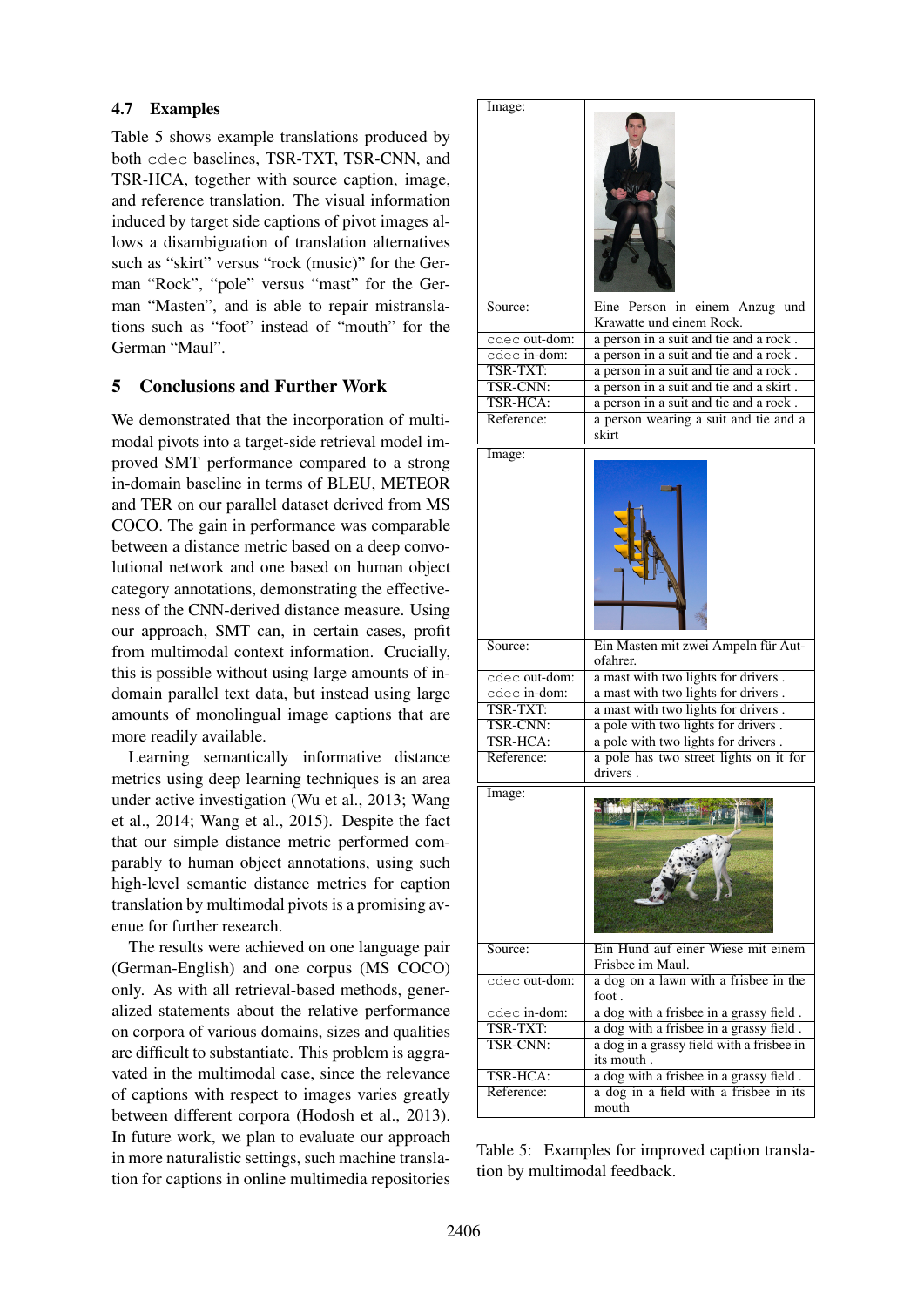### 4.7 Examples

Table 5 shows example translations produced by both `cdec` baselines, TSR-TXT, TSR-CNN, and TSR-HCA, together with source caption, image, and reference translation. The visual information induced by target side captions of pivot images allows a disambiguation of translation alternatives such as "skirt" versus "rock (music)" for the German "Rock", "pole" versus "mast" for the German "Masten", and is able to repair mistranslations such as "foot" instead of "mouth" for the German "Maul".

## 5 Conclusions and Further Work

We demonstrated that the incorporation of multimodal pivots into a target-side retrieval model improved SMT performance compared to a strong in-domain baseline in terms of BLEU, METEOR and TER on our parallel dataset derived from MS COCO. The gain in performance was comparable between a distance metric based on a deep convolutional network and one based on human object category annotations, demonstrating the effectiveness of the CNN-derived distance measure. Using our approach, SMT can, in certain cases, profit from multimodal context information. Crucially, this is possible without using large amounts of in-domain parallel text data, but instead using large amounts of monolingual image captions that are more readily available.

Learning semantically informative distance metrics using deep learning techniques is an area under active investigation (Wu et al., 2013; Wang et al., 2014; Wang et al., 2015). Despite the fact that our simple distance metric performed comparably to human object annotations, using such high-level semantic distance metrics for caption translation by multimodal pivots is a promising avenue for further research.

The results were achieved on one language pair (German-English) and one corpus (MS COCO) only. As with all retrieval-based methods, generalized statements about the relative performance on corpora of various domains, sizes and qualities are difficult to substantiate. This problem is aggravated in the multimodal case, since the relevance of captions with respect to images varies greatly between different corpora (Hodosh et al., 2013). In future work, we plan to evaluate our approach in more naturalistic settings, such machine translation for captions in online multimedia repositories

| | |
|---|---|
| Image: | |
| Source: | Eine Person in einem Anzug und Krawatte und einem Rock. |
| `cdec` out-dom: | a person in a suit and tie and a rock . |
| `cdec` in-dom: | a person in a suit and tie and a rock . |
| TSR-TXT: | a person in a suit and tie and a rock . |
| TSR-CNN: | a person in a suit and tie and a skirt . |
| TSR-HCA: | a person in a suit and tie and a rock . |
| Reference: | a person wearing a suit and tie and a skirt |
| Image: | |
| Source: | Ein Masten mit zwei Ampeln für Autofahrer. |
| `cdec` out-dom: | a mast with two lights for drivers . |
| `cdec` in-dom: | a mast with two lights for drivers . |
| TSR-TXT: | a mast with two lights for drivers . |
| TSR-CNN: | a pole with two lights for drivers . |
| TSR-HCA: | a pole with two lights for drivers . |
| Reference: | a pole has two street lights on it for drivers . |
| Image: | |
| Source: | Ein Hund auf einer Wiese mit einem Frisbee im Maul. |
| `cdec` out-dom: | a dog on a lawn with a frisbee in the foot . |
| `cdec` in-dom: | a dog with a frisbee in a grassy field . |
| TSR-TXT: | a dog with a frisbee in a grassy field . |
| TSR-CNN: | a dog in a grassy field with a frisbee in its mouth . |
| TSR-HCA: | a dog with a frisbee in a grassy field . |
| Reference: | a dog in a field with a frisbee in its mouth |

Table 5: Examples for improved caption translation by multimodal feedback.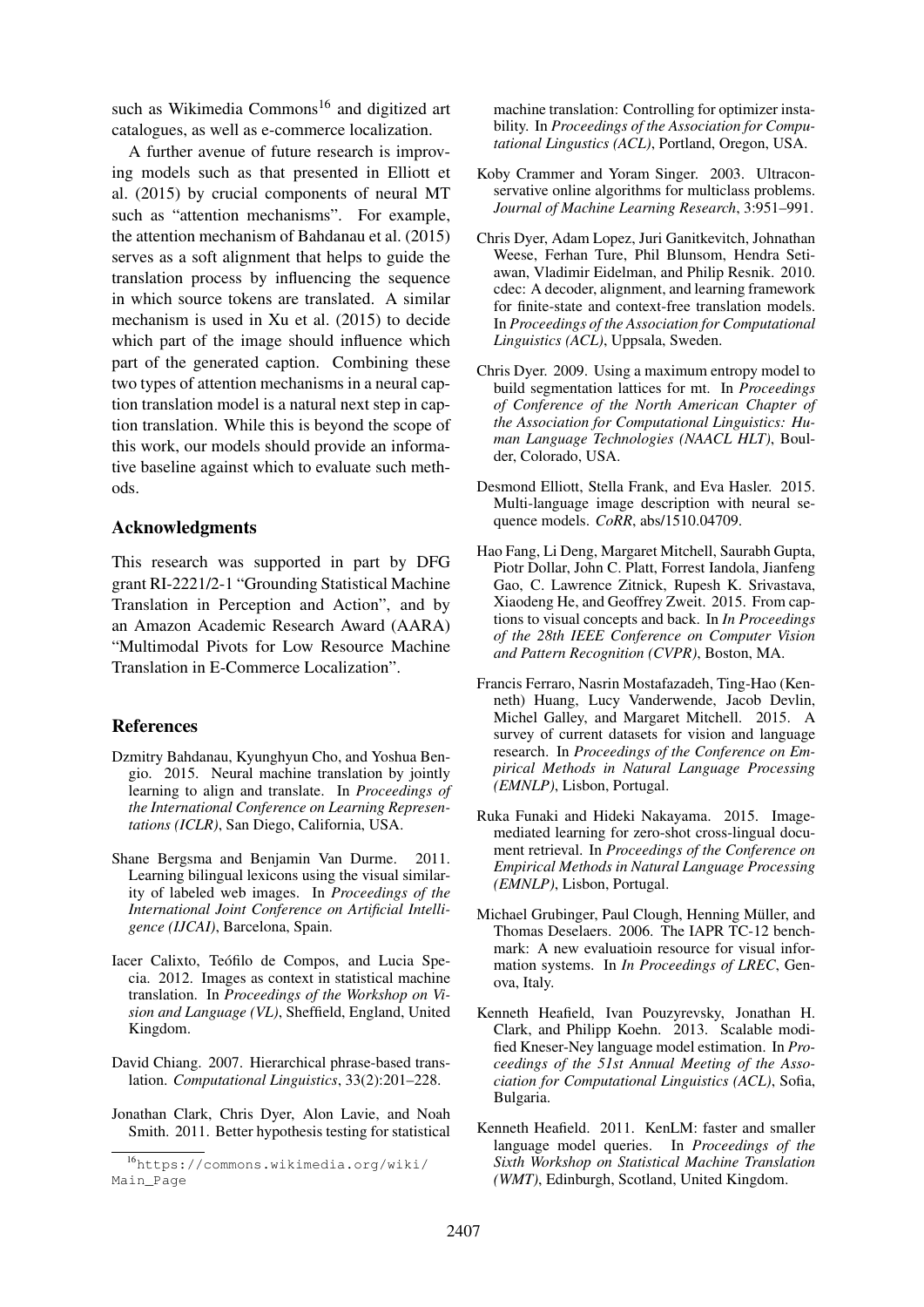such as Wikimedia Commons[16] and digitized art catalogues, as well as e-commerce localization.

A further avenue of future research is improving models such as that presented in Elliott et al. (2015) by crucial components of neural MT such as "attention mechanisms". For example, the attention mechanism of Bahdanau et al. (2015) serves as a soft alignment that helps to guide the translation process by influencing the sequence in which source tokens are translated. A similar mechanism is used in Xu et al. (2015) to decide which part of the image should influence which part of the generated caption. Combining these two types of attention mechanisms in a neural caption translation model is a natural next step in caption translation. While this is beyond the scope of this work, our models should provide an informative baseline against which to evaluate such methods.

## Acknowledgments

This research was supported in part by DFG grant RI-2221/2-1 "Grounding Statistical Machine Translation in Perception and Action", and by an Amazon Academic Research Award (AARA) "Multimodal Pivots for Low Resource Machine Translation in E-Commerce Localization".

## References

Dzmitry Bahdanau, Kyunghyun Cho, and Yoshua Bengio. 2015. Neural machine translation by jointly learning to align and translate. In *Proceedings of the International Conference on Learning Representations (ICLR)*, San Diego, California, USA.

Shane Bergsma and Benjamin Van Durme. 2011. Learning bilingual lexicons using the visual similarity of labeled web images. In *Proceedings of the International Joint Conference on Artificial Intelligence (IJCAI)*, Barcelona, Spain.

Iacer Calixto, Teófilo de Compos, and Lucia Specia. 2012. Images as context in statistical machine translation. In *Proceedings of the Workshop on Vision and Language (VL)*, Sheffield, England, United Kingdom.

David Chiang. 2007. Hierarchical phrase-based translation. *Computational Linguistics*, 33(2):201–228.

Jonathan Clark, Chris Dyer, Alon Lavie, and Noah Smith. 2011. Better hypothesis testing for statistical machine translation: Controlling for optimizer instability. In *Proceedings of the Association for Computational Lingustics (ACL)*, Portland, Oregon, USA.

Koby Crammer and Yoram Singer. 2003. Ultraconservative online algorithms for multiclass problems. *Journal of Machine Learning Research*, 3:951–991.

Chris Dyer, Adam Lopez, Juri Ganitkevitch, Johnathan Weese, Ferhan Ture, Phil Blunsom, Hendra Setiawan, Vladimir Eidelman, and Philip Resnik. 2010. cdec: A decoder, alignment, and learning framework for finite-state and context-free translation models. In *Proceedings of the Association for Computational Linguistics (ACL)*, Uppsala, Sweden.

Chris Dyer. 2009. Using a maximum entropy model to build segmentation lattices for mt. In *Proceedings of Conference of the North American Chapter of the Association for Computational Linguistics: Human Language Technologies (NAACL HLT)*, Boulder, Colorado, USA.

Desmond Elliott, Stella Frank, and Eva Hasler. 2015. Multi-language image description with neural sequence models. *CoRR*, abs/1510.04709.

Hao Fang, Li Deng, Margaret Mitchell, Saurabh Gupta, Piotr Dollar, John C. Platt, Forrest Iandola, Jianfeng Gao, C. Lawrence Zitnick, Rupesh K. Srivastava, Xiaodeng He, and Geoffrey Zweit. 2015. From captions to visual concepts and back. In *In Proceedings of the 28th IEEE Conference on Computer Vision and Pattern Recognition (CVPR)*, Boston, MA.

Francis Ferraro, Nasrin Mostafazadeh, Ting-Hao (Kenneth) Huang, Lucy Vanderwende, Jacob Devlin, Michel Galley, and Margaret Mitchell. 2015. A survey of current datasets for vision and language research. In *Proceedings of the Conference on Empirical Methods in Natural Language Processing (EMNLP)*, Lisbon, Portugal.

Ruka Funaki and Hideki Nakayama. 2015. Image-mediated learning for zero-shot cross-lingual document retrieval. In *Proceedings of the Conference on Empirical Methods in Natural Language Processing (EMNLP)*, Lisbon, Portugal.

Michael Grubinger, Paul Clough, Henning Müller, and Thomas Deselaers. 2006. The IAPR TC-12 benchmark: A new evaluatioin resource for visual information systems. In *In Proceedings of LREC*, Genova, Italy.

Kenneth Heafield, Ivan Pouzyrevsky, Jonathan H. Clark, and Philipp Koehn. 2013. Scalable modified Kneser-Ney language model estimation. In *Proceedings of the 51st Annual Meeting of the Association for Computational Linguistics (ACL)*, Sofia, Bulgaria.

Kenneth Heafield. 2011. KenLM: faster and smaller language model queries. In *Proceedings of the Sixth Workshop on Statistical Machine Translation (WMT)*, Edinburgh, Scotland, United Kingdom.

[16] https://commons.wikimedia.org/wiki/Main_Page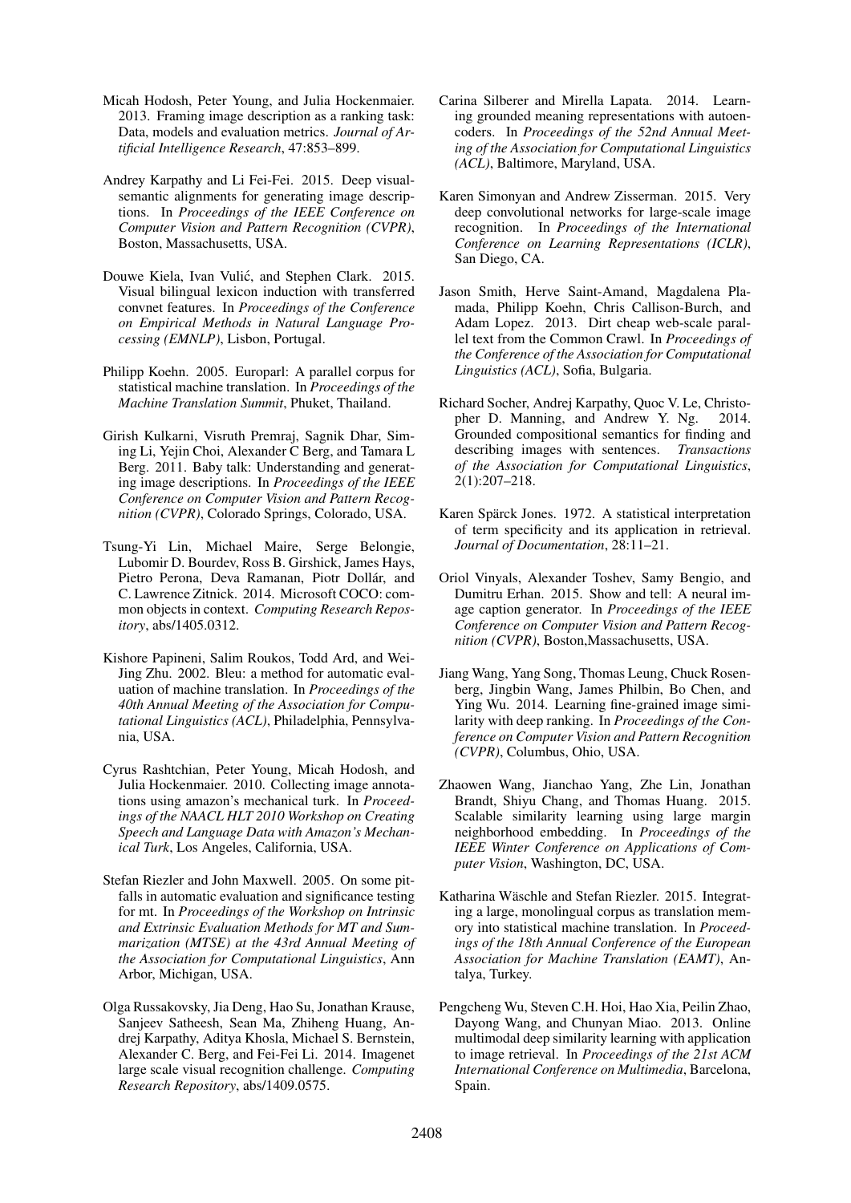Micah Hodosh, Peter Young, and Julia Hockenmaier. 2013. Framing image description as a ranking task: Data, models and evaluation metrics. *Journal of Artificial Intelligence Research*, 47:853–899.

Andrey Karpathy and Li Fei-Fei. 2015. Deep visual-semantic alignments for generating image descriptions. In *Proceedings of the IEEE Conference on Computer Vision and Pattern Recognition (CVPR)*, Boston, Massachusetts, USA.

Douwe Kiela, Ivan Vulić, and Stephen Clark. 2015. Visual bilingual lexicon induction with transferred convnet features. In *Proceedings of the Conference on Empirical Methods in Natural Language Processing (EMNLP)*, Lisbon, Portugal.

Philipp Koehn. 2005. Europarl: A parallel corpus for statistical machine translation. In *Proceedings of the Machine Translation Summit*, Phuket, Thailand.

Girish Kulkarni, Visruth Premraj, Sagnik Dhar, Siming Li, Yejin Choi, Alexander C Berg, and Tamara L Berg. 2011. Baby talk: Understanding and generating image descriptions. In *Proceedings of the IEEE Conference on Computer Vision and Pattern Recognition (CVPR)*, Colorado Springs, Colorado, USA.

Tsung-Yi Lin, Michael Maire, Serge Belongie, Lubomir D. Bourdev, Ross B. Girshick, James Hays, Pietro Perona, Deva Ramanan, Piotr Dollár, and C. Lawrence Zitnick. 2014. Microsoft COCO: common objects in context. *Computing Research Repository*, abs/1405.0312.

Kishore Papineni, Salim Roukos, Todd Ard, and Wei-Jing Zhu. 2002. Bleu: a method for automatic evaluation of machine translation. In *Proceedings of the 40th Annual Meeting of the Association for Computational Linguistics (ACL)*, Philadelphia, Pennsylvania, USA.

Cyrus Rashtchian, Peter Young, Micah Hodosh, and Julia Hockenmaier. 2010. Collecting image annotations using amazon's mechanical turk. In *Proceedings of the NAACL HLT 2010 Workshop on Creating Speech and Language Data with Amazon's Mechanical Turk*, Los Angeles, California, USA.

Stefan Riezler and John Maxwell. 2005. On some pitfalls in automatic evaluation and significance testing for mt. In *Proceedings of the Workshop on Intrinsic and Extrinsic Evaluation Methods for MT and Summarization (MTSE) at the 43rd Annual Meeting of the Association for Computational Linguistics*, Ann Arbor, Michigan, USA.

Olga Russakovsky, Jia Deng, Hao Su, Jonathan Krause, Sanjeev Satheesh, Sean Ma, Zhiheng Huang, Andrej Karpathy, Aditya Khosla, Michael S. Bernstein, Alexander C. Berg, and Fei-Fei Li. 2014. Imagenet large scale visual recognition challenge. *Computing Research Repository*, abs/1409.0575.

Carina Silberer and Mirella Lapata. 2014. Learning grounded meaning representations with autoencoders. In *Proceedings of the 52nd Annual Meeting of the Association for Computational Linguistics (ACL)*, Baltimore, Maryland, USA.

Karen Simonyan and Andrew Zisserman. 2015. Very deep convolutional networks for large-scale image recognition. In *Proceedings of the International Conference on Learning Representations (ICLR)*, San Diego, CA.

Jason Smith, Herve Saint-Amand, Magdalena Plamada, Philipp Koehn, Chris Callison-Burch, and Adam Lopez. 2013. Dirt cheap web-scale parallel text from the Common Crawl. In *Proceedings of the Conference of the Association for Computational Linguistics (ACL)*, Sofia, Bulgaria.

Richard Socher, Andrej Karpathy, Quoc V. Le, Christopher D. Manning, and Andrew Y. Ng. 2014. Grounded compositional semantics for finding and describing images with sentences. *Transactions of the Association for Computational Linguistics*, 2(1):207–218.

Karen Spärck Jones. 1972. A statistical interpretation of term specificity and its application in retrieval. *Journal of Documentation*, 28:11–21.

Oriol Vinyals, Alexander Toshev, Samy Bengio, and Dumitru Erhan. 2015. Show and tell: A neural image caption generator. In *Proceedings of the IEEE Conference on Computer Vision and Pattern Recognition (CVPR)*, Boston,Massachusetts, USA.

Jiang Wang, Yang Song, Thomas Leung, Chuck Rosenberg, Jingbin Wang, James Philbin, Bo Chen, and Ying Wu. 2014. Learning fine-grained image similarity with deep ranking. In *Proceedings of the Conference on Computer Vision and Pattern Recognition (CVPR)*, Columbus, Ohio, USA.

Zhaowen Wang, Jianchao Yang, Zhe Lin, Jonathan Brandt, Shiyu Chang, and Thomas Huang. 2015. Scalable similarity learning using large margin neighborhood embedding. In *Proceedings of the IEEE Winter Conference on Applications of Computer Vision*, Washington, DC, USA.

Katharina Wäschle and Stefan Riezler. 2015. Integrating a large, monolingual corpus as translation memory into statistical machine translation. In *Proceedings of the 18th Annual Conference of the European Association for Machine Translation (EAMT)*, Antalya, Turkey.

Pengcheng Wu, Steven C.H. Hoi, Hao Xia, Peilin Zhao, Dayong Wang, and Chunyan Miao. 2013. Online multimodal deep similarity learning with application to image retrieval. In *Proceedings of the 21st ACM International Conference on Multimedia*, Barcelona, Spain.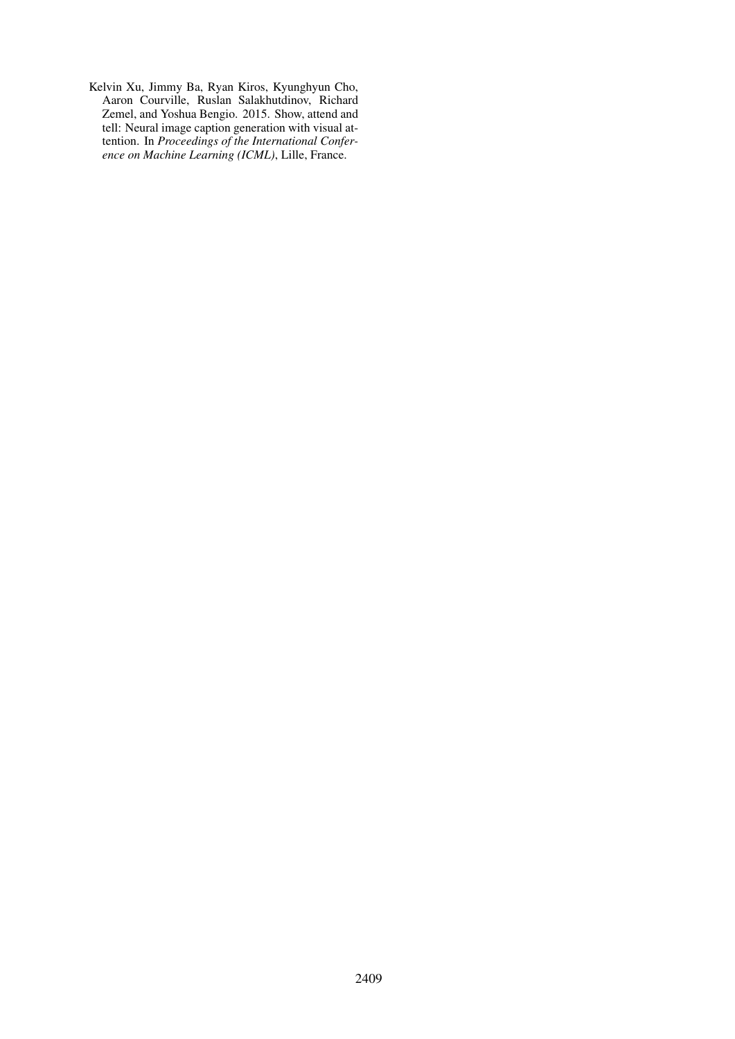Kelvin Xu, Jimmy Ba, Ryan Kiros, Kyunghyun Cho, Aaron Courville, Ruslan Salakhutdinov, Richard Zemel, and Yoshua Bengio. 2015. Show, attend and tell: Neural image caption generation with visual attention. In *Proceedings of the International Conference on Machine Learning (ICML)*, Lille, France.